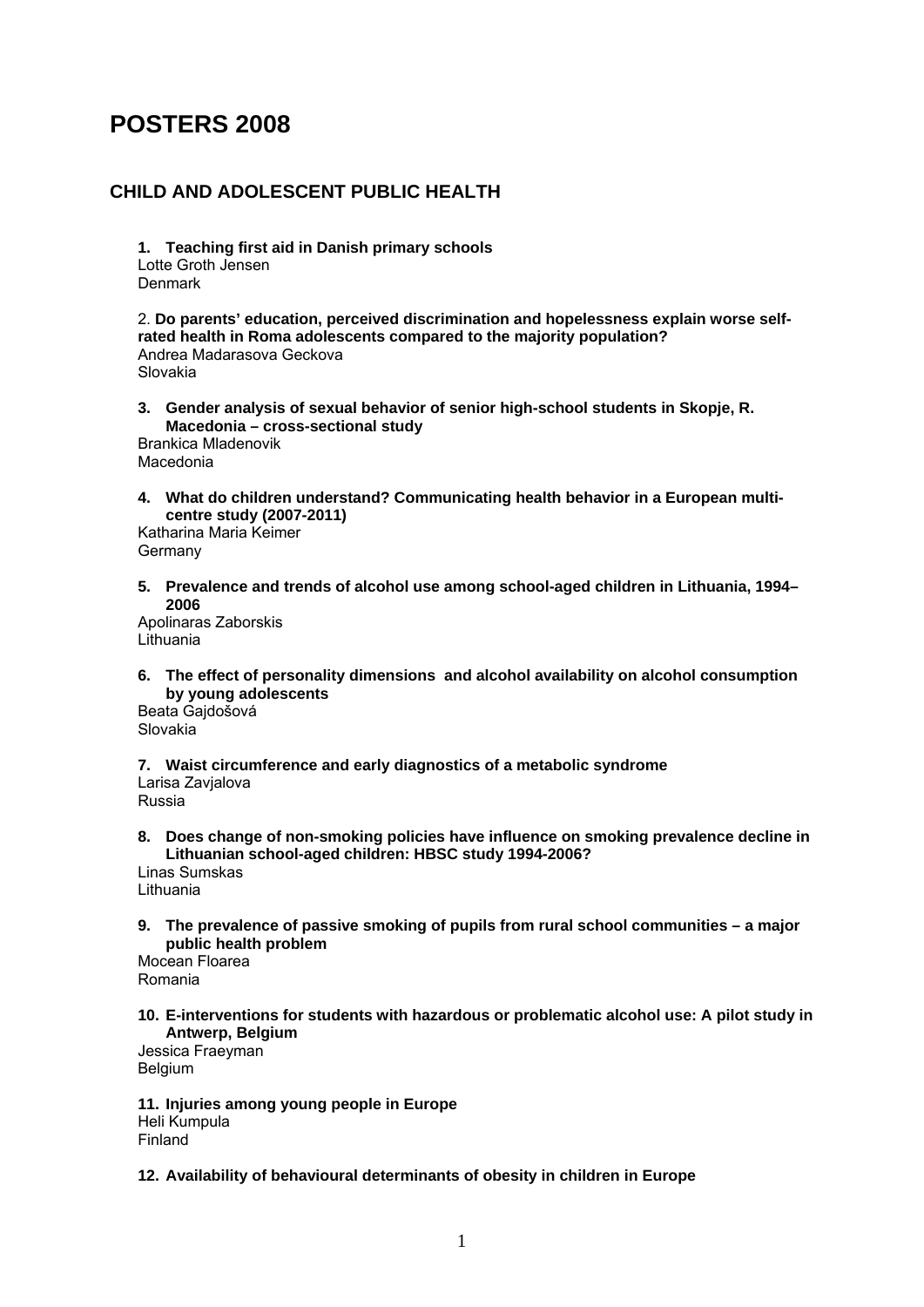# POSTERS 2008

## CHILD AND ADOLESCENT PUBLIC HEALTH

1. **Teaching first aid in Danish primary schools**
   Lotte Groth Jensen
   Denmark

2. **Do parents' education, perceived discrimination and hopelessness explain worse self-rated health in Roma adolescents compared to the majority population?**
   Andrea Madarasova Geckova
   Slovakia

3. **Gender analysis of sexual behavior of senior high-school students in Skopje, R. Macedonia – cross-sectional study**
   Brankica Mladenovik
   Macedonia

4. **What do children understand? Communicating health behavior in a European multi-centre study (2007-2011)**
   Katharina Maria Keimer
   Germany

5. **Prevalence and trends of alcohol use among school-aged children in Lithuania, 1994–2006**
   Apolinaras Zaborskis
   Lithuania

6. **The effect of personality dimensions and alcohol availability on alcohol consumption by young adolescents**
   Beata Gajdošová
   Slovakia

7. **Waist circumference and early diagnostics of a metabolic syndrome**
   Larisa Zavjalova
   Russia

8. **Does change of non-smoking policies have influence on smoking prevalence decline in Lithuanian school-aged children: HBSC study 1994-2006?**
   Linas Sumskas
   Lithuania

9. **The prevalence of passive smoking of pupils from rural school communities – a major public health problem**
   Mocean Floarea
   Romania

10. **E-interventions for students with hazardous or problematic alcohol use: A pilot study in Antwerp, Belgium**
    Jessica Fraeyman
    Belgium

11. **Injuries among young people in Europe**
    Heli Kumpula
    Finland

12. **Availability of behavioural determinants of obesity in children in Europe**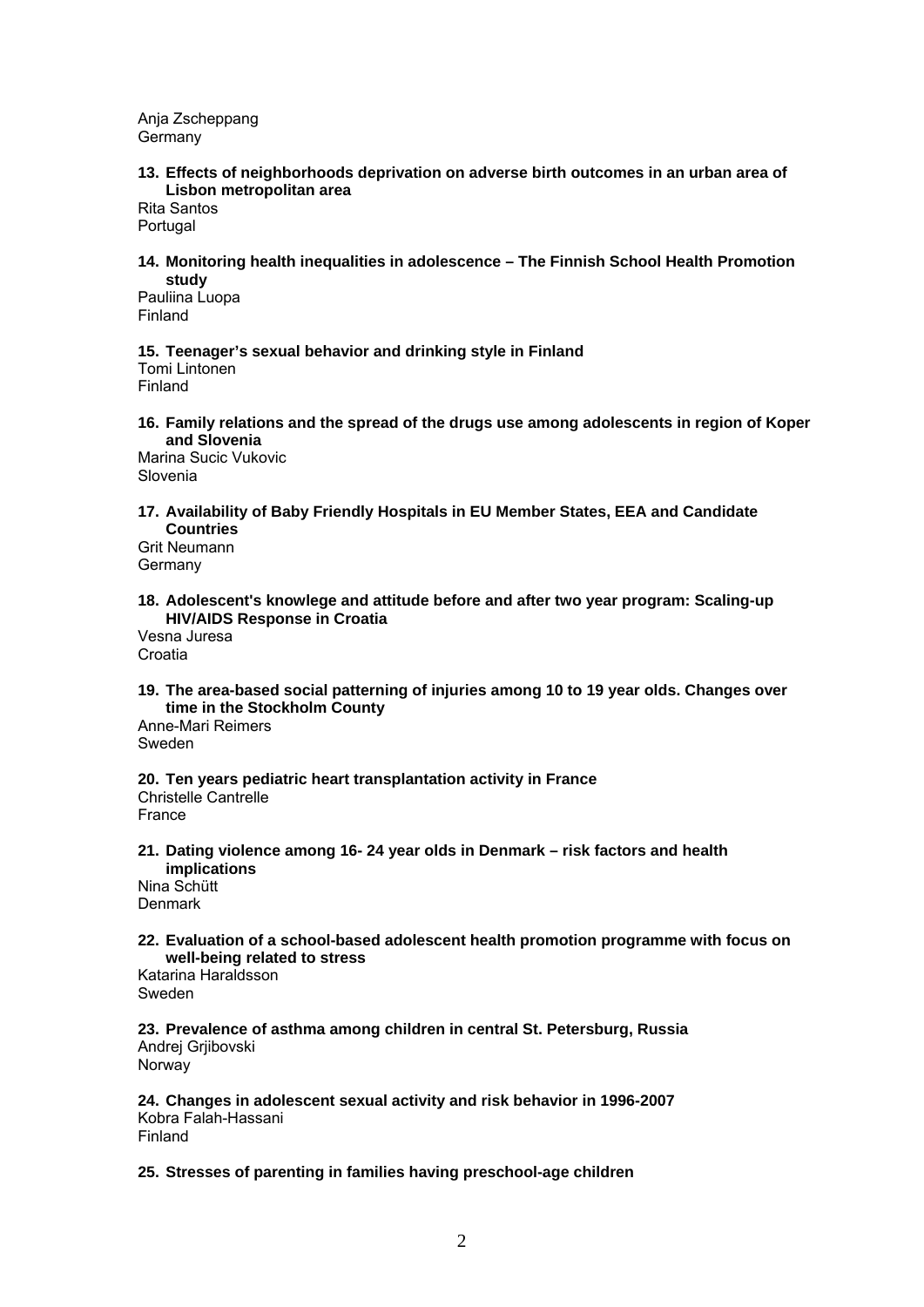Anja Zscheppang
Germany

**13. Effects of neighborhoods deprivation on adverse birth outcomes in an urban area of Lisbon metropolitan area**
Rita Santos
Portugal

**14. Monitoring health inequalities in adolescence – The Finnish School Health Promotion study**
Pauliina Luopa
Finland

**15. Teenager's sexual behavior and drinking style in Finland**
Tomi Lintonen
Finland

**16. Family relations and the spread of the drugs use among adolescents in region of Koper and Slovenia**
Marina Sucic Vukovic
Slovenia

**17. Availability of Baby Friendly Hospitals in EU Member States, EEA and Candidate Countries**
Grit Neumann
Germany

**18. Adolescent's knowlege and attitude before and after two year program: Scaling-up HIV/AIDS Response in Croatia**
Vesna Juresa
Croatia

**19. The area-based social patterning of injuries among 10 to 19 year olds. Changes over time in the Stockholm County**
Anne-Mari Reimers
Sweden

**20. Ten years pediatric heart transplantation activity in France**
Christelle Cantrelle
France

**21. Dating violence among 16- 24 year olds in Denmark – risk factors and health implications**
Nina Schütt
Denmark

**22. Evaluation of a school-based adolescent health promotion programme with focus on well-being related to stress**
Katarina Haraldsson
Sweden

**23. Prevalence of asthma among children in central St. Petersburg, Russia**
Andrej Grjibovski
Norway

**24. Changes in adolescent sexual activity and risk behavior in 1996-2007**
Kobra Falah-Hassani
Finland

**25. Stresses of parenting in families having preschool-age children**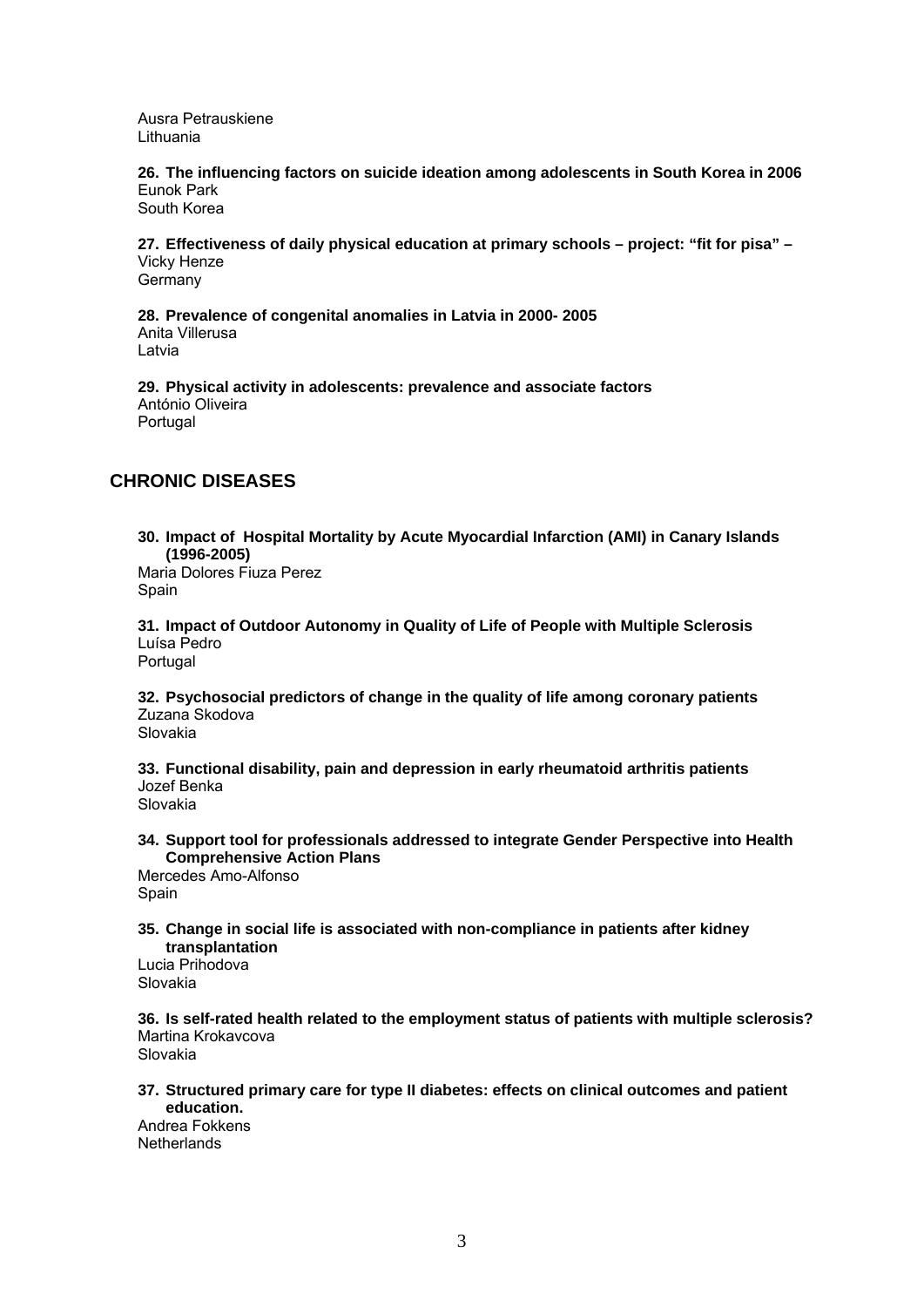Ausra Petrauskiene
Lithuania

**26. The influencing factors on suicide ideation among adolescents in South Korea in 2006**
Eunok Park
South Korea

**27. Effectiveness of daily physical education at primary schools – project: "fit for pisa" –**
Vicky Henze
Germany

**28. Prevalence of congenital anomalies in Latvia in 2000- 2005**
Anita Villerusa
Latvia

**29. Physical activity in adolescents: prevalence and associate factors**
António Oliveira
Portugal

## CHRONIC DISEASES

**30. Impact of Hospital Mortality by Acute Myocardial Infarction (AMI) in Canary Islands (1996-2005)**
Maria Dolores Fiuza Perez
Spain

**31. Impact of Outdoor Autonomy in Quality of Life of People with Multiple Sclerosis**
Luísa Pedro
Portugal

**32. Psychosocial predictors of change in the quality of life among coronary patients**
Zuzana Skodova
Slovakia

**33. Functional disability, pain and depression in early rheumatoid arthritis patients**
Jozef Benka
Slovakia

**34. Support tool for professionals addressed to integrate Gender Perspective into Health Comprehensive Action Plans**
Mercedes Amo-Alfonso
Spain

**35. Change in social life is associated with non-compliance in patients after kidney transplantation**
Lucia Prihodova
Slovakia

**36. Is self-rated health related to the employment status of patients with multiple sclerosis?**
Martina Krokavcova
Slovakia

**37. Structured primary care for type II diabetes: effects on clinical outcomes and patient education.**
Andrea Fokkens
Netherlands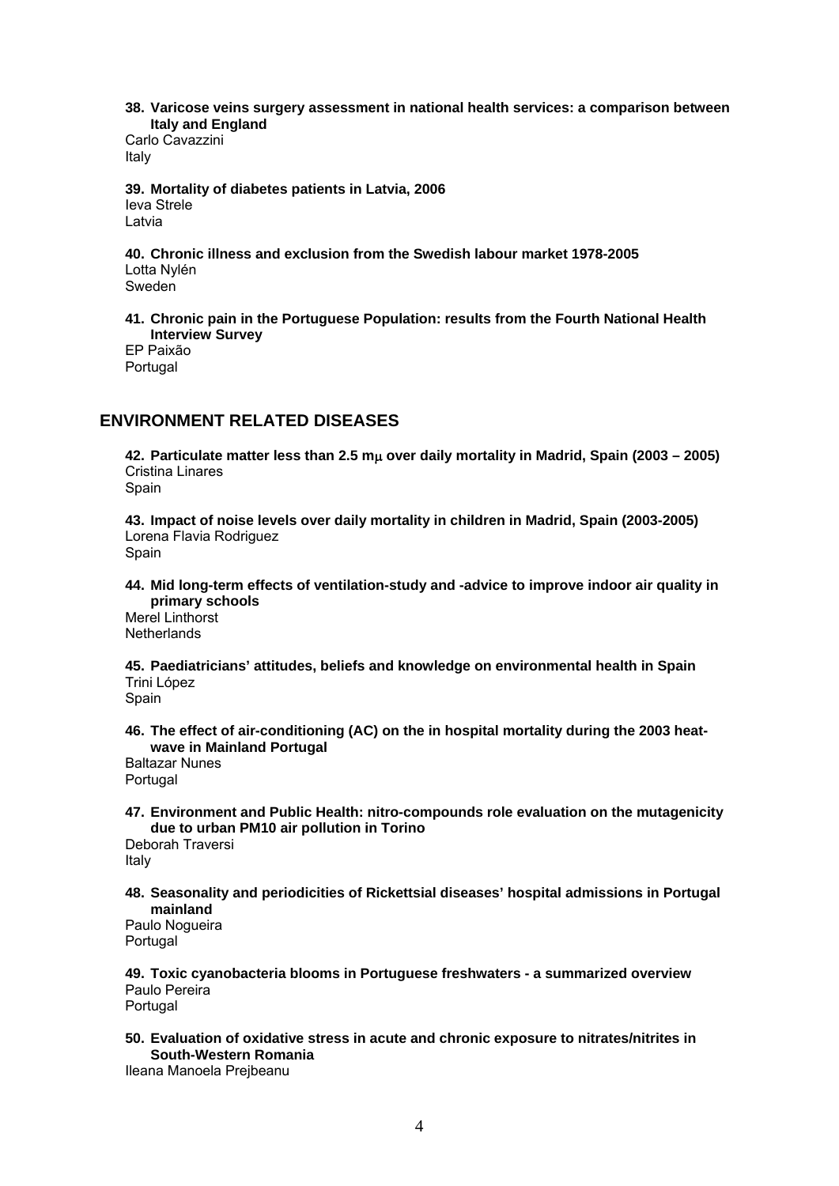**38. Varicose veins surgery assessment in national health services: a comparison between Italy and England**
Carlo Cavazzini
Italy

**39. Mortality of diabetes patients in Latvia, 2006**
Ieva Strele
Latvia

**40. Chronic illness and exclusion from the Swedish labour market 1978-2005**
Lotta Nylén
Sweden

**41. Chronic pain in the Portuguese Population: results from the Fourth National Health Interview Survey**
EP Paixão
Portugal

## ENVIRONMENT RELATED DISEASES

**42. Particulate matter less than 2.5 mμ over daily mortality in Madrid, Spain (2003 – 2005)**
Cristina Linares
Spain

**43. Impact of noise levels over daily mortality in children in Madrid, Spain (2003-2005)**
Lorena Flavia Rodriguez
Spain

**44. Mid long-term effects of ventilation-study and -advice to improve indoor air quality in primary schools**
Merel Linthorst
Netherlands

**45. Paediatricians' attitudes, beliefs and knowledge on environmental health in Spain**
Trini López
Spain

**46. The effect of air-conditioning (AC) on the in hospital mortality during the 2003 heat-wave in Mainland Portugal**
Baltazar Nunes
Portugal

**47. Environment and Public Health: nitro-compounds role evaluation on the mutagenicity due to urban PM10 air pollution in Torino**
Deborah Traversi
Italy

**48. Seasonality and periodicities of Rickettsial diseases' hospital admissions in Portugal mainland**
Paulo Nogueira
Portugal

**49. Toxic cyanobacteria blooms in Portuguese freshwaters - a summarized overview**
Paulo Pereira
Portugal

**50. Evaluation of oxidative stress in acute and chronic exposure to nitrates/nitrites in South-Western Romania**
Ileana Manoela Prejbeanu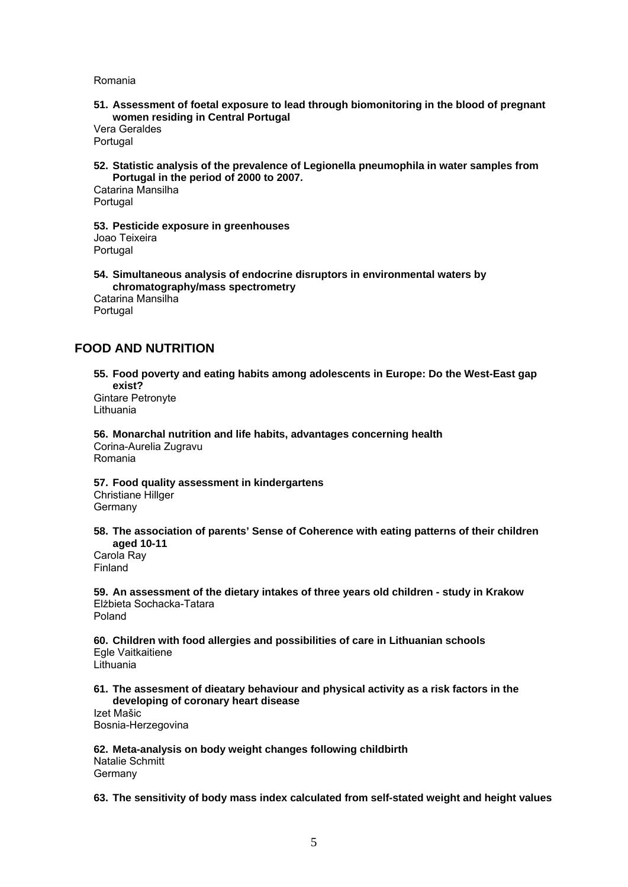Romania

**51. Assessment of foetal exposure to lead through biomonitoring in the blood of pregnant women residing in Central Portugal**
Vera Geraldes
Portugal

**52. Statistic analysis of the prevalence of Legionella pneumophila in water samples from Portugal in the period of 2000 to 2007.**
Catarina Mansilha
Portugal

**53. Pesticide exposure in greenhouses**
Joao Teixeira
Portugal

**54. Simultaneous analysis of endocrine disruptors in environmental waters by chromatography/mass spectrometry**
Catarina Mansilha
Portugal

## FOOD AND NUTRITION

**55. Food poverty and eating habits among adolescents in Europe: Do the West-East gap exist?**
Gintare Petronyte
Lithuania

**56. Monarchal nutrition and life habits, advantages concerning health**
Corina-Aurelia Zugravu
Romania

**57. Food quality assessment in kindergartens**
Christiane Hillger
Germany

**58. The association of parents' Sense of Coherence with eating patterns of their children aged 10-11**
Carola Ray
Finland

**59. An assessment of the dietary intakes of three years old children - study in Krakow**
Elżbieta Sochacka-Tatara
Poland

**60. Children with food allergies and possibilities of care in Lithuanian schools**
Egle Vaitkaitiene
Lithuania

**61. The assesment of dieatary behaviour and physical activity as a risk factors in the developing of coronary heart disease**
Izet Mašic
Bosnia-Herzegovina

**62. Meta-analysis on body weight changes following childbirth**
Natalie Schmitt
Germany

**63. The sensitivity of body mass index calculated from self-stated weight and height values**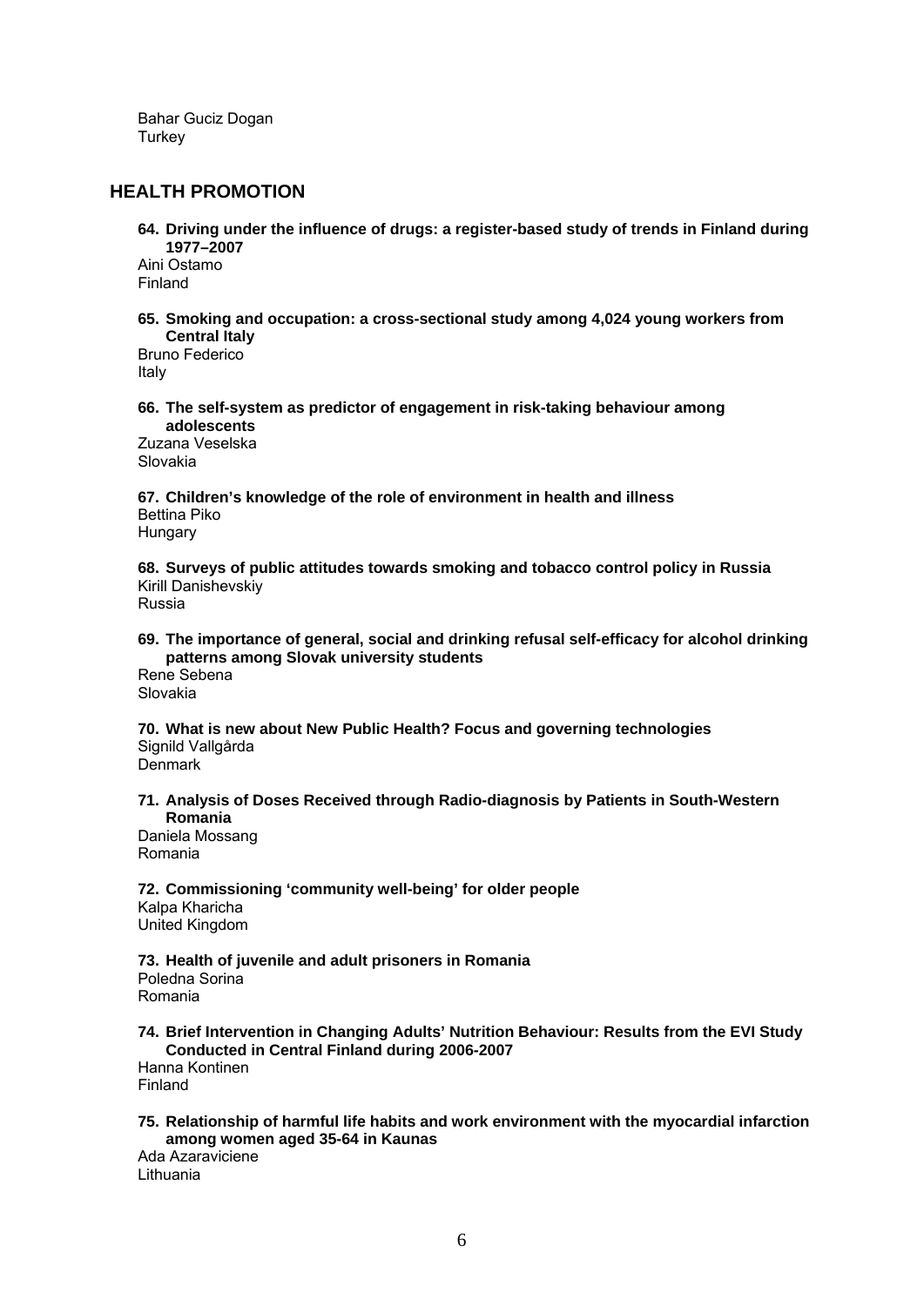Bahar Guciz Dogan
Turkey

## HEALTH PROMOTION

**64. Driving under the influence of drugs: a register-based study of trends in Finland during 1977–2007**
Aini Ostamo
Finland

**65. Smoking and occupation: a cross-sectional study among 4,024 young workers from Central Italy**
Bruno Federico
Italy

**66. The self-system as predictor of engagement in risk-taking behaviour among adolescents**
Zuzana Veselska
Slovakia

**67. Children's knowledge of the role of environment in health and illness**
Bettina Piko
Hungary

**68. Surveys of public attitudes towards smoking and tobacco control policy in Russia**
Kirill Danishevskiy
Russia

**69. The importance of general, social and drinking refusal self-efficacy for alcohol drinking patterns among Slovak university students**
Rene Sebena
Slovakia

**70. What is new about New Public Health? Focus and governing technologies**
Signild Vallgårda
Denmark

**71. Analysis of Doses Received through Radio-diagnosis by Patients in South-Western Romania**
Daniela Mossang
Romania

**72. Commissioning 'community well-being' for older people**
Kalpa Kharicha
United Kingdom

**73. Health of juvenile and adult prisoners in Romania**
Poledna Sorina
Romania

**74. Brief Intervention in Changing Adults' Nutrition Behaviour: Results from the EVI Study Conducted in Central Finland during 2006-2007**
Hanna Kontinen
Finland

**75. Relationship of harmful life habits and work environment with the myocardial infarction among women aged 35-64 in Kaunas**
Ada Azaraviciene
Lithuania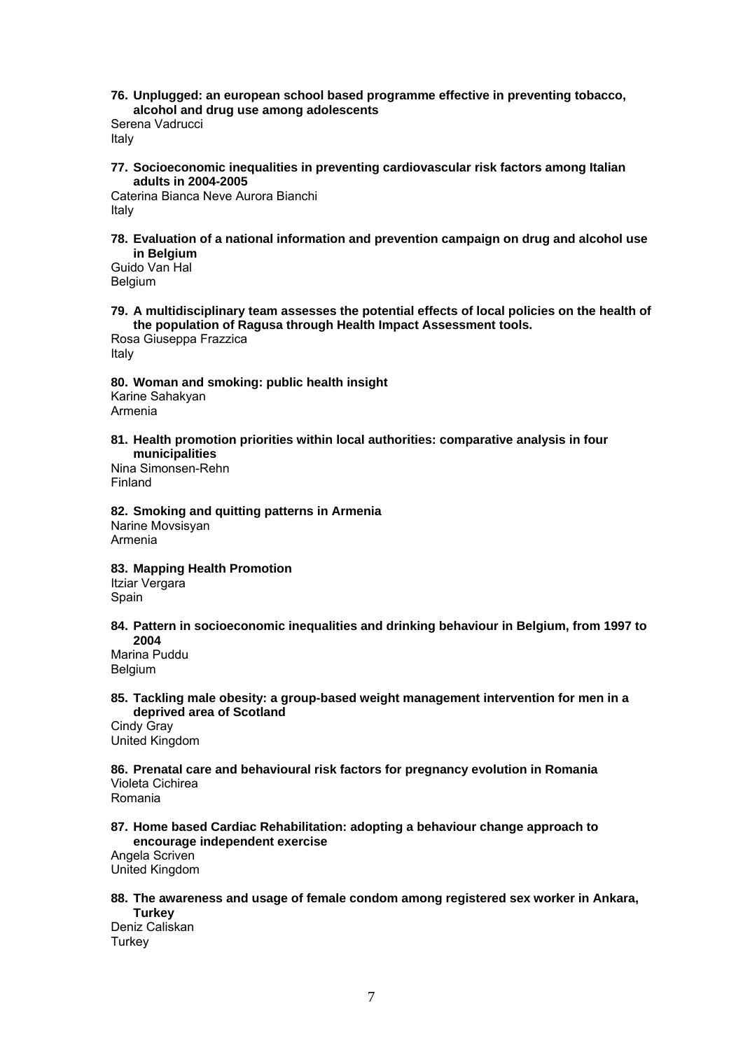**76. Unplugged: an european school based programme effective in preventing tobacco, alcohol and drug use among adolescents**
Serena Vadrucci
Italy

**77. Socioeconomic inequalities in preventing cardiovascular risk factors among Italian adults in 2004-2005**
Caterina Bianca Neve Aurora Bianchi
Italy

**78. Evaluation of a national information and prevention campaign on drug and alcohol use in Belgium**
Guido Van Hal
Belgium

**79. A multidisciplinary team assesses the potential effects of local policies on the health of the population of Ragusa through Health Impact Assessment tools.**
Rosa Giuseppa Frazzica
Italy

**80. Woman and smoking: public health insight**
Karine Sahakyan
Armenia

**81. Health promotion priorities within local authorities: comparative analysis in four municipalities**
Nina Simonsen-Rehn
Finland

**82. Smoking and quitting patterns in Armenia**
Narine Movsisyan
Armenia

**83. Mapping Health Promotion**
Itziar Vergara
Spain

**84. Pattern in socioeconomic inequalities and drinking behaviour in Belgium, from 1997 to 2004**
Marina Puddu
Belgium

**85. Tackling male obesity: a group-based weight management intervention for men in a deprived area of Scotland**
Cindy Gray
United Kingdom

**86. Prenatal care and behavioural risk factors for pregnancy evolution in Romania**
Violeta Cichirea
Romania

**87. Home based Cardiac Rehabilitation: adopting a behaviour change approach to encourage independent exercise**
Angela Scriven
United Kingdom

**88. The awareness and usage of female condom among registered sex worker in Ankara, Turkey**
Deniz Caliskan
Turkey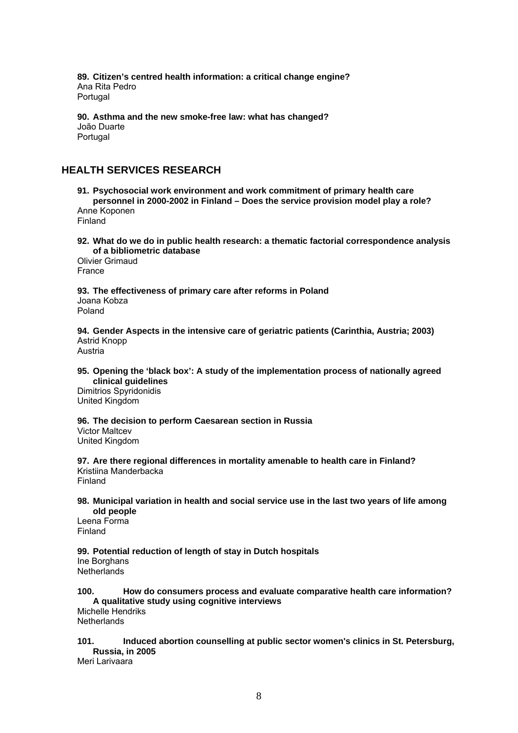**89. Citizen's centred health information: a critical change engine?**
Ana Rita Pedro
Portugal

**90. Asthma and the new smoke-free law: what has changed?**
João Duarte
Portugal

## HEALTH SERVICES RESEARCH

**91. Psychosocial work environment and work commitment of primary health care personnel in 2000-2002 in Finland – Does the service provision model play a role?**
Anne Koponen
Finland

**92. What do we do in public health research: a thematic factorial correspondence analysis of a bibliometric database**
Olivier Grimaud
France

**93. The effectiveness of primary care after reforms in Poland**
Joana Kobza
Poland

**94. Gender Aspects in the intensive care of geriatric patients (Carinthia, Austria; 2003)**
Astrid Knopp
Austria

**95. Opening the 'black box': A study of the implementation process of nationally agreed clinical guidelines**
Dimitrios Spyridonidis
United Kingdom

**96. The decision to perform Caesarean section in Russia**
Victor Maltcev
United Kingdom

**97. Are there regional differences in mortality amenable to health care in Finland?**
Kristiina Manderbacka
Finland

**98. Municipal variation in health and social service use in the last two years of life among old people**
Leena Forma
Finland

**99. Potential reduction of length of stay in Dutch hospitals**
Ine Borghans
Netherlands

**100. How do consumers process and evaluate comparative health care information? A qualitative study using cognitive interviews**
Michelle Hendriks
Netherlands

**101. Induced abortion counselling at public sector women's clinics in St. Petersburg, Russia, in 2005**
Meri Larivaara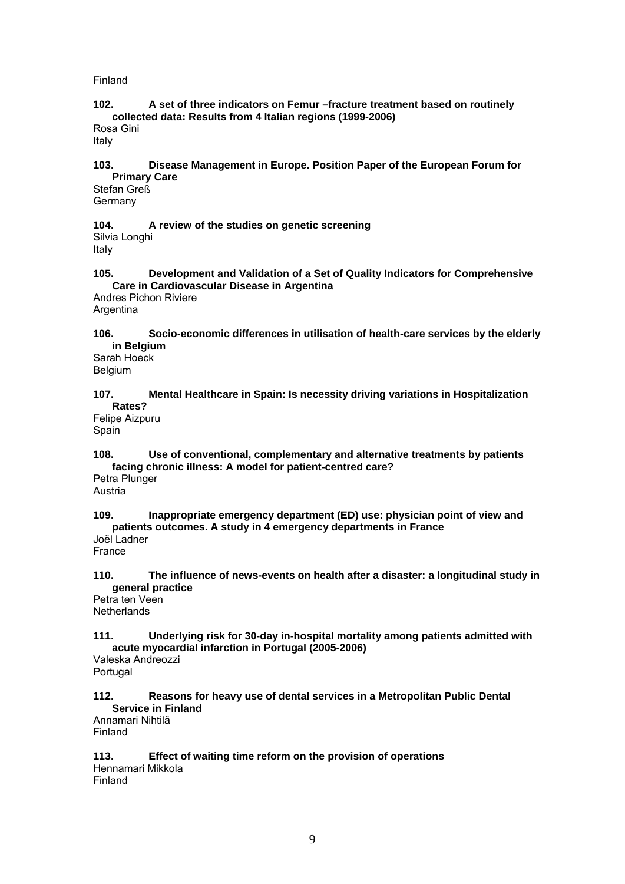Finland

**102. A set of three indicators on Femur –fracture treatment based on routinely collected data: Results from 4 Italian regions (1999-2006)**
Rosa Gini
Italy

**103. Disease Management in Europe. Position Paper of the European Forum for Primary Care**
Stefan Greß
Germany

**104. A review of the studies on genetic screening**
Silvia Longhi
Italy

**105. Development and Validation of a Set of Quality Indicators for Comprehensive Care in Cardiovascular Disease in Argentina**
Andres Pichon Riviere
Argentina

**106. Socio-economic differences in utilisation of health-care services by the elderly in Belgium**
Sarah Hoeck
Belgium

**107. Mental Healthcare in Spain: Is necessity driving variations in Hospitalization Rates?**
Felipe Aizpuru
Spain

**108. Use of conventional, complementary and alternative treatments by patients facing chronic illness: A model for patient-centred care?**
Petra Plunger
Austria

**109. Inappropriate emergency department (ED) use: physician point of view and patients outcomes. A study in 4 emergency departments in France**
Joël Ladner
France

**110. The influence of news-events on health after a disaster: a longitudinal study in general practice**
Petra ten Veen
Netherlands

**111. Underlying risk for 30-day in-hospital mortality among patients admitted with acute myocardial infarction in Portugal (2005-2006)**
Valeska Andreozzi
Portugal

**112. Reasons for heavy use of dental services in a Metropolitan Public Dental Service in Finland**
Annamari Nihtilä
Finland

**113. Effect of waiting time reform on the provision of operations**
Hennamari Mikkola
Finland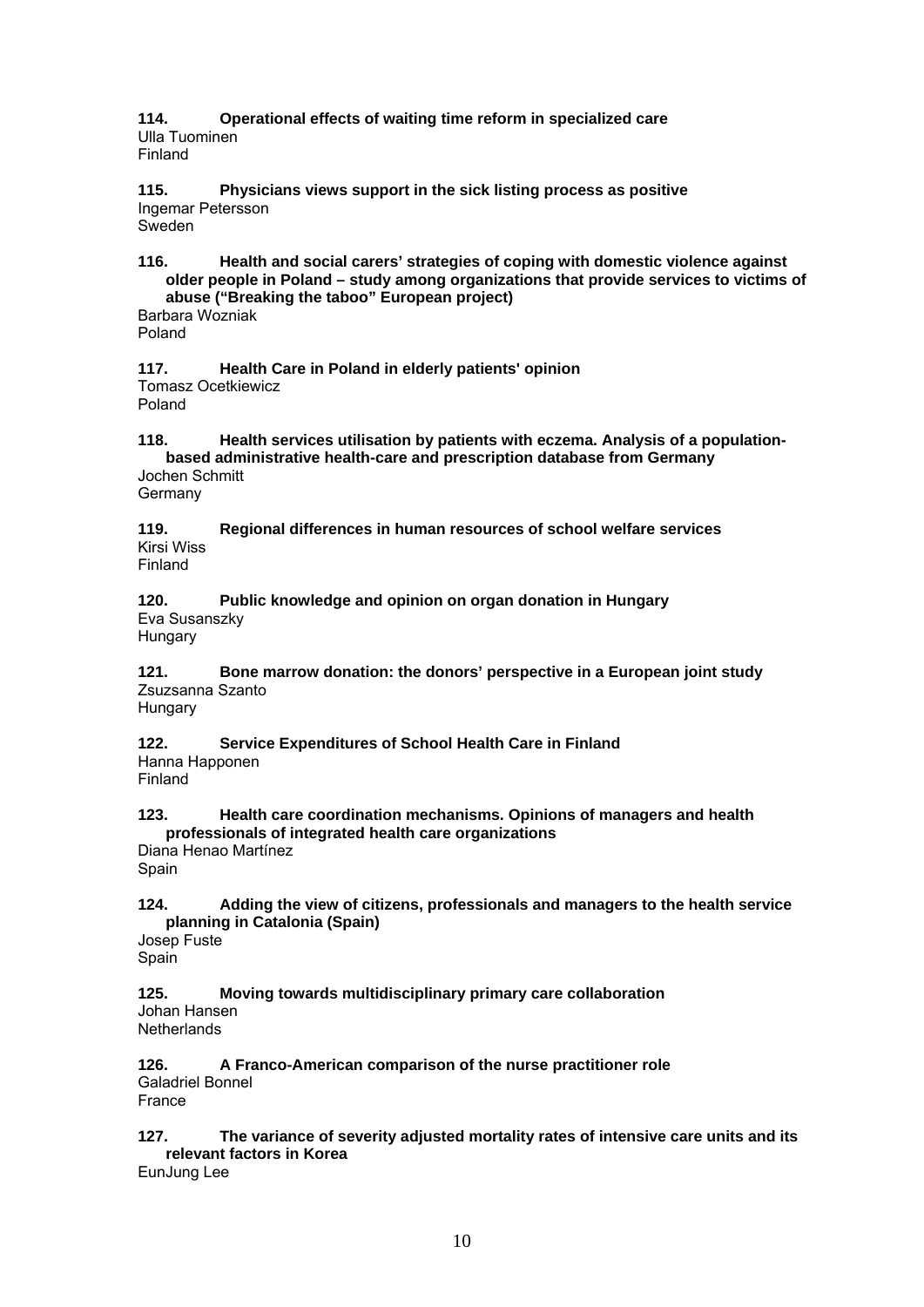**114. Operational effects of waiting time reform in specialized care**
Ulla Tuominen
Finland

**115. Physicians views support in the sick listing process as positive**
Ingemar Petersson
Sweden

**116. Health and social carers' strategies of coping with domestic violence against older people in Poland – study among organizations that provide services to victims of abuse ("Breaking the taboo" European project)**
Barbara Wozniak
Poland

**117. Health Care in Poland in elderly patients' opinion**
Tomasz Ocetkiewicz
Poland

**118. Health services utilisation by patients with eczema. Analysis of a population-based administrative health-care and prescription database from Germany**
Jochen Schmitt
Germany

**119. Regional differences in human resources of school welfare services**
Kirsi Wiss
Finland

**120. Public knowledge and opinion on organ donation in Hungary**
Eva Susanszky
Hungary

**121. Bone marrow donation: the donors' perspective in a European joint study**
Zsuzsanna Szanto
Hungary

**122. Service Expenditures of School Health Care in Finland**
Hanna Happonen
Finland

**123. Health care coordination mechanisms. Opinions of managers and health professionals of integrated health care organizations**
Diana Henao Martínez
Spain

**124. Adding the view of citizens, professionals and managers to the health service planning in Catalonia (Spain)**
Josep Fuste
Spain

**125. Moving towards multidisciplinary primary care collaboration**
Johan Hansen
Netherlands

**126. A Franco-American comparison of the nurse practitioner role**
Galadriel Bonnel
France

**127. The variance of severity adjusted mortality rates of intensive care units and its relevant factors in Korea**
EunJung Lee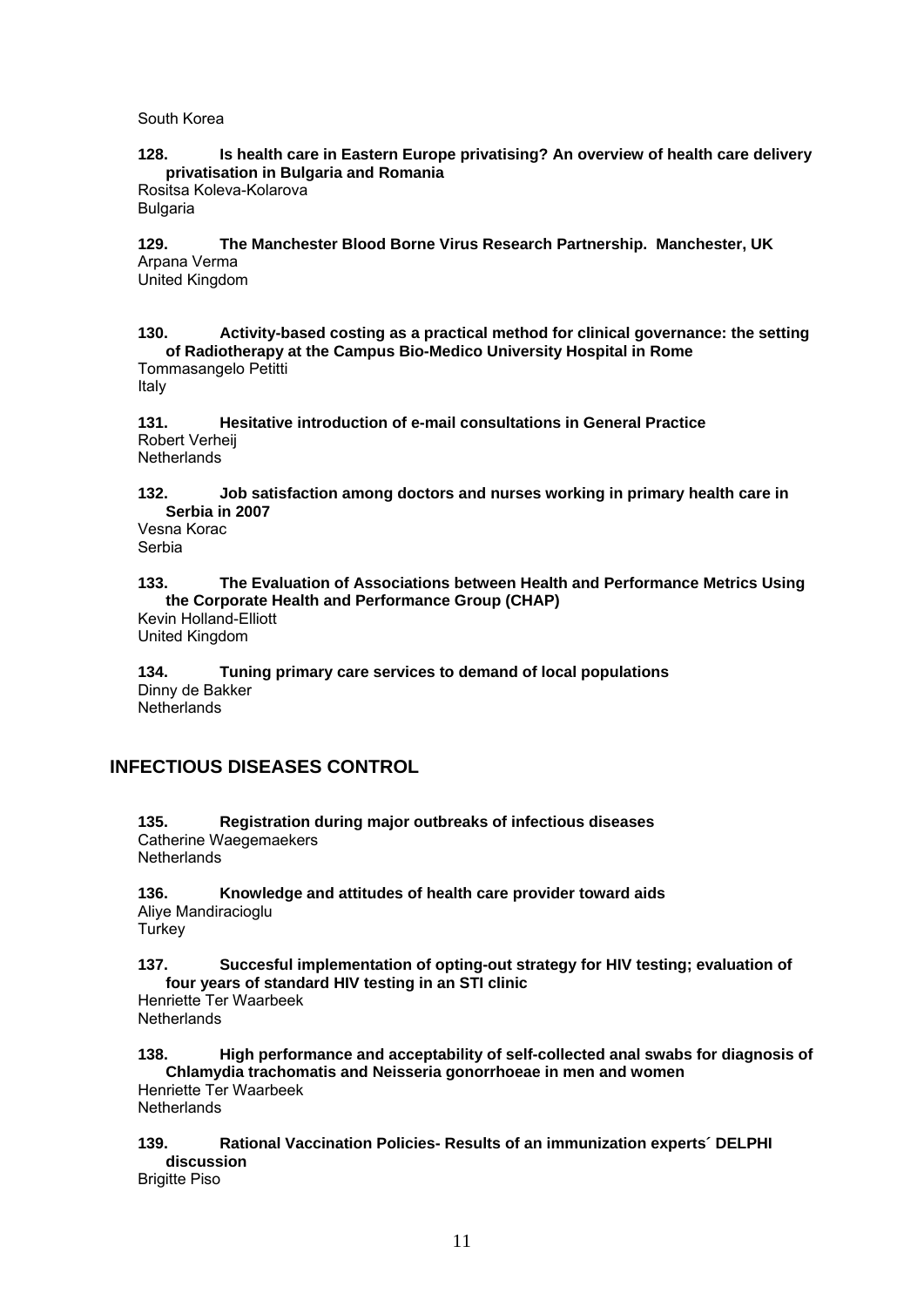South Korea

**128. Is health care in Eastern Europe privatising? An overview of health care delivery privatisation in Bulgaria and Romania**
Rositsa Koleva-Kolarova
Bulgaria

**129. The Manchester Blood Borne Virus Research Partnership. Manchester, UK**
Arpana Verma
United Kingdom

**130. Activity-based costing as a practical method for clinical governance: the setting of Radiotherapy at the Campus Bio-Medico University Hospital in Rome**
Tommasangelo Petitti
Italy

**131. Hesitative introduction of e-mail consultations in General Practice**
Robert Verheij
Netherlands

**132. Job satisfaction among doctors and nurses working in primary health care in Serbia in 2007**
Vesna Korac
Serbia

**133. The Evaluation of Associations between Health and Performance Metrics Using the Corporate Health and Performance Group (CHAP)**
Kevin Holland-Elliott
United Kingdom

**134. Tuning primary care services to demand of local populations**
Dinny de Bakker
Netherlands

## INFECTIOUS DISEASES CONTROL

**135. Registration during major outbreaks of infectious diseases**
Catherine Waegemaekers
Netherlands

**136. Knowledge and attitudes of health care provider toward aids**
Aliye Mandiracioglu
Turkey

**137. Succesful implementation of opting-out strategy for HIV testing; evaluation of four years of standard HIV testing in an STI clinic**
Henriette Ter Waarbeek
Netherlands

**138. High performance and acceptability of self-collected anal swabs for diagnosis of Chlamydia trachomatis and Neisseria gonorrhoeae in men and women**
Henriette Ter Waarbeek
Netherlands

**139. Rational Vaccination Policies- Results of an immunization experts´ DELPHI discussion**
Brigitte Piso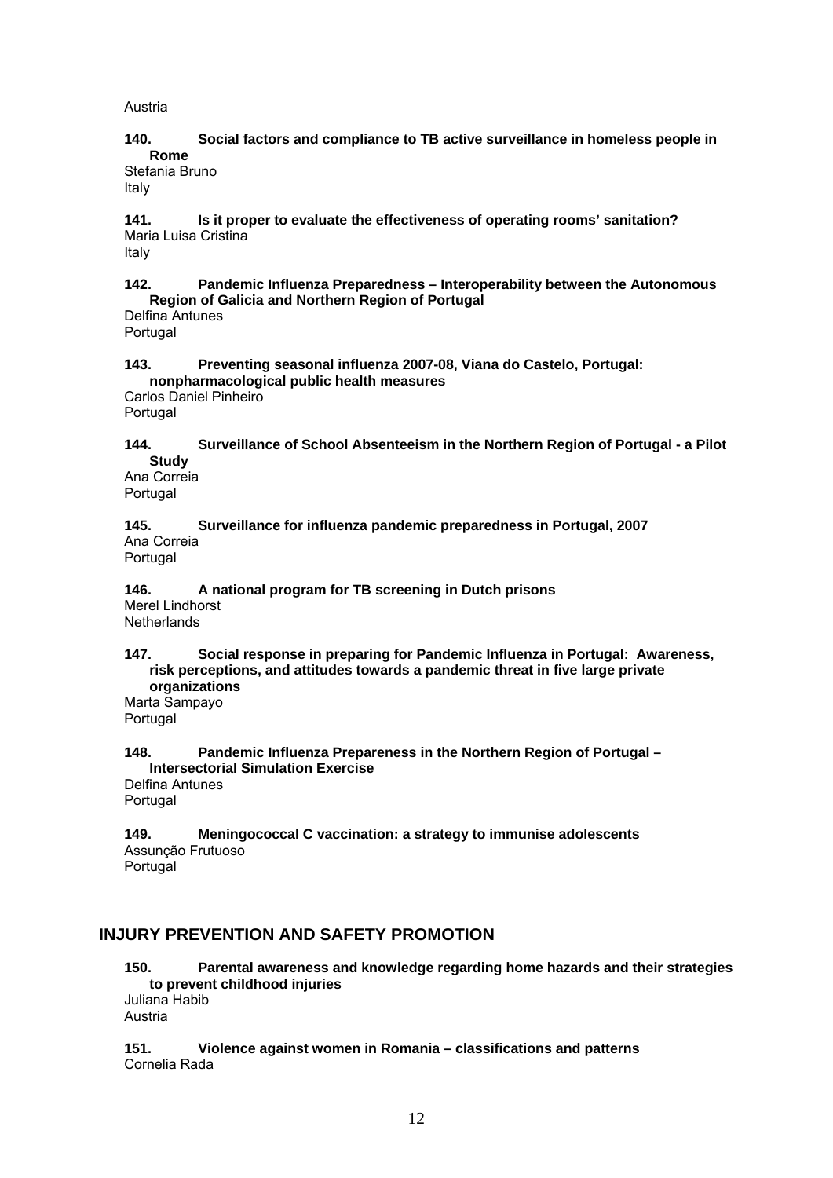Austria

**140. Social factors and compliance to TB active surveillance in homeless people in Rome**
Stefania Bruno
Italy

**141. Is it proper to evaluate the effectiveness of operating rooms' sanitation?**
Maria Luisa Cristina
Italy

**142. Pandemic Influenza Preparedness – Interoperability between the Autonomous Region of Galicia and Northern Region of Portugal**
Delfina Antunes
Portugal

**143. Preventing seasonal influenza 2007-08, Viana do Castelo, Portugal: nonpharmacological public health measures**
Carlos Daniel Pinheiro
Portugal

**144. Surveillance of School Absenteeism in the Northern Region of Portugal - a Pilot Study**
Ana Correia
Portugal

**145. Surveillance for influenza pandemic preparedness in Portugal, 2007**
Ana Correia
Portugal

**146. A national program for TB screening in Dutch prisons**
Merel Lindhorst
Netherlands

**147. Social response in preparing for Pandemic Influenza in Portugal: Awareness, risk perceptions, and attitudes towards a pandemic threat in five large private organizations**
Marta Sampayo
Portugal

**148. Pandemic Influenza Prepareness in the Northern Region of Portugal – Intersectorial Simulation Exercise**
Delfina Antunes
Portugal

**149. Meningococcal C vaccination: a strategy to immunise adolescents**
Assunção Frutuoso
Portugal

## INJURY PREVENTION AND SAFETY PROMOTION

**150. Parental awareness and knowledge regarding home hazards and their strategies to prevent childhood injuries**
Juliana Habib
Austria

**151. Violence against women in Romania – classifications and patterns**
Cornelia Rada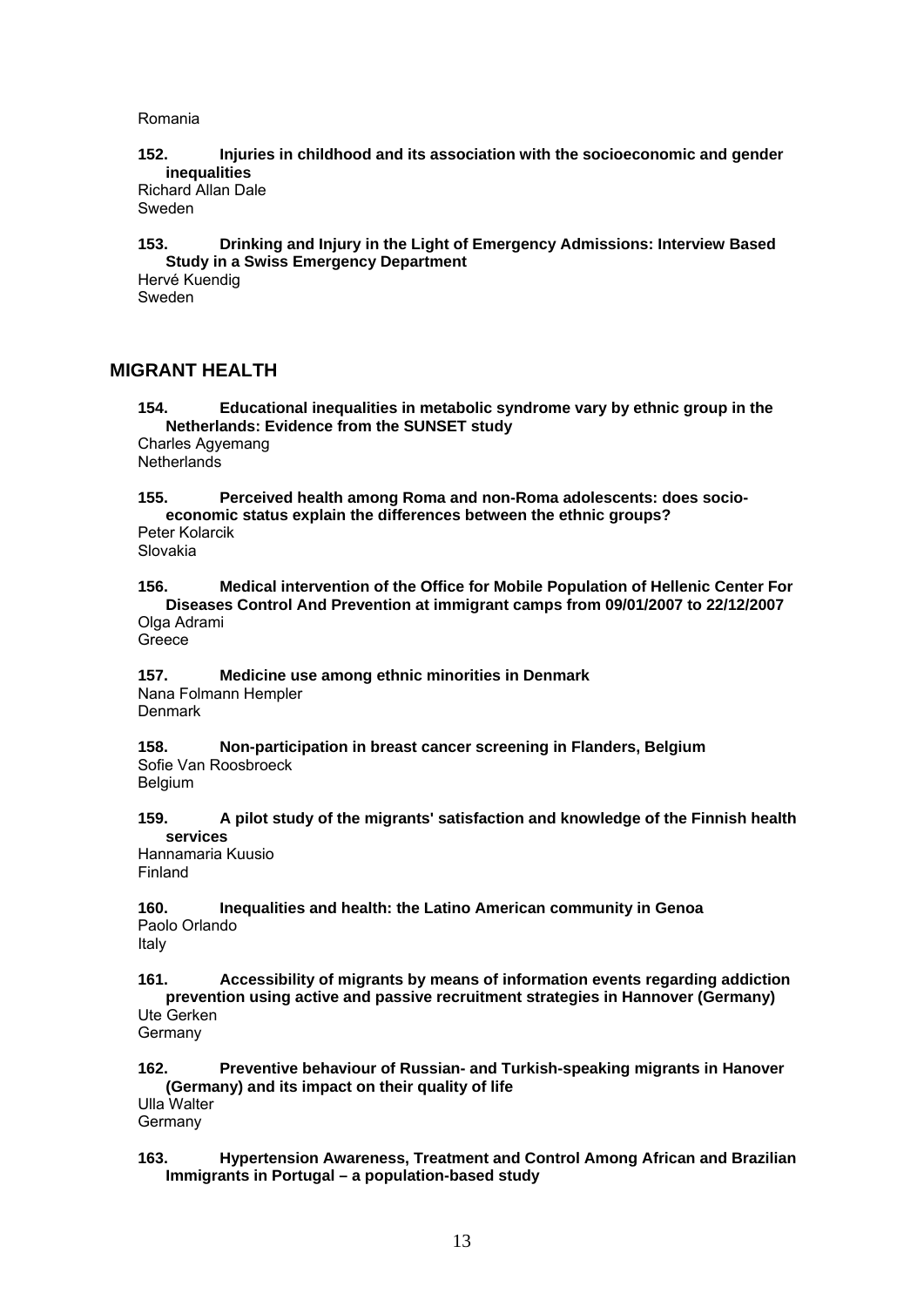Romania

**152. Injuries in childhood and its association with the socioeconomic and gender inequalities**
Richard Allan Dale
Sweden

**153. Drinking and Injury in the Light of Emergency Admissions: Interview Based Study in a Swiss Emergency Department**
Hervé Kuendig
Sweden

## MIGRANT HEALTH

**154. Educational inequalities in metabolic syndrome vary by ethnic group in the Netherlands: Evidence from the SUNSET study**
Charles Agyemang
Netherlands

**155. Perceived health among Roma and non-Roma adolescents: does socio-economic status explain the differences between the ethnic groups?**
Peter Kolarcik
Slovakia

**156. Medical intervention of the Office for Mobile Population of Hellenic Center For Diseases Control And Prevention at immigrant camps from 09/01/2007 to 22/12/2007**
Olga Adrami
Greece

**157. Medicine use among ethnic minorities in Denmark**
Nana Folmann Hempler
Denmark

**158. Non-participation in breast cancer screening in Flanders, Belgium**
Sofie Van Roosbroeck
Belgium

**159. A pilot study of the migrants' satisfaction and knowledge of the Finnish health services**
Hannamaria Kuusio
Finland

**160. Inequalities and health: the Latino American community in Genoa**
Paolo Orlando
Italy

**161. Accessibility of migrants by means of information events regarding addiction prevention using active and passive recruitment strategies in Hannover (Germany)**
Ute Gerken
Germany

**162. Preventive behaviour of Russian- and Turkish-speaking migrants in Hanover (Germany) and its impact on their quality of life**
Ulla Walter
Germany

**163. Hypertension Awareness, Treatment and Control Among African and Brazilian Immigrants in Portugal – a population-based study**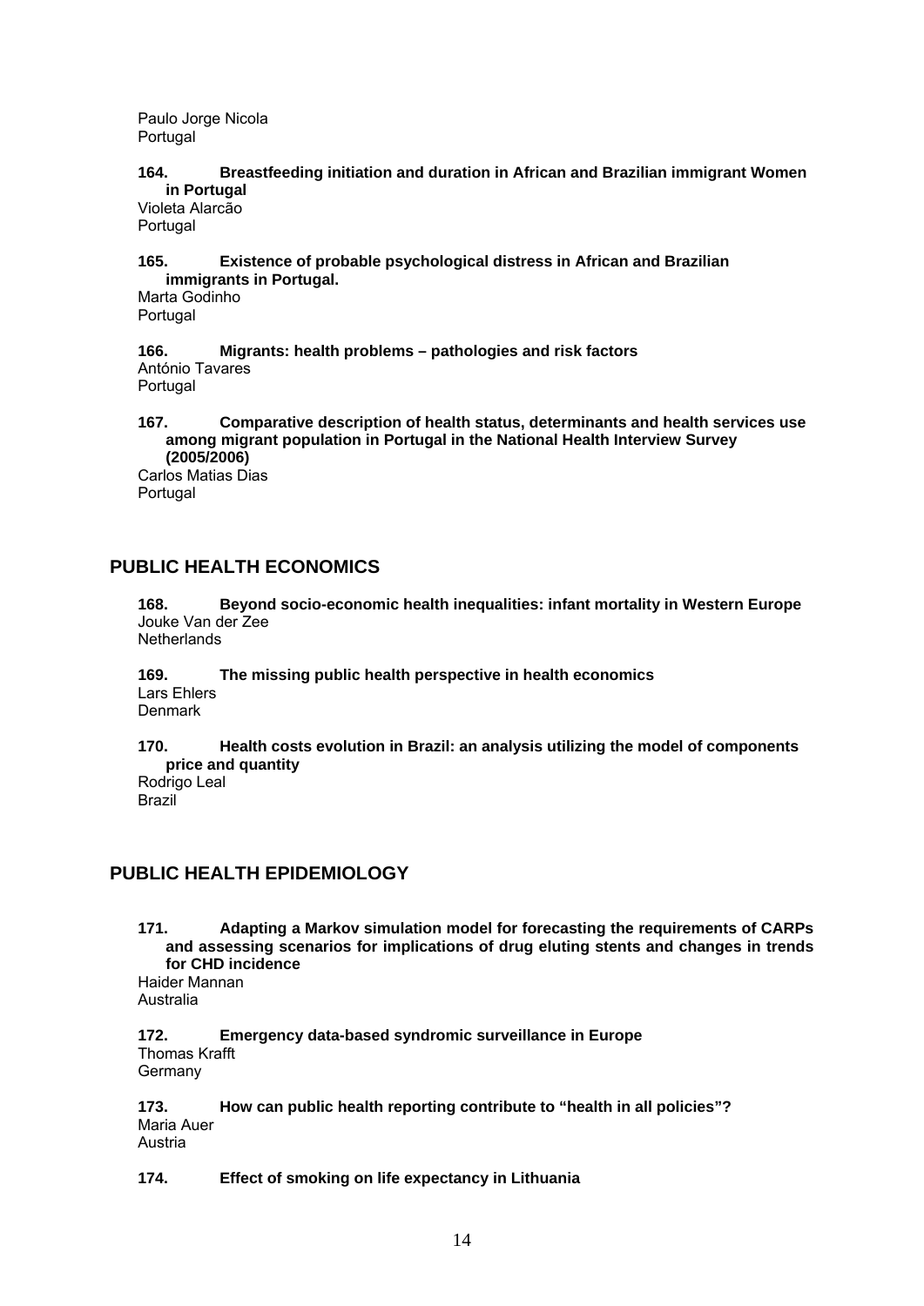Paulo Jorge Nicola
Portugal

**164. Breastfeeding initiation and duration in African and Brazilian immigrant Women in Portugal**
Violeta Alarcão
Portugal

**165. Existence of probable psychological distress in African and Brazilian immigrants in Portugal.**
Marta Godinho
Portugal

**166. Migrants: health problems – pathologies and risk factors**
António Tavares
Portugal

**167. Comparative description of health status, determinants and health services use among migrant population in Portugal in the National Health Interview Survey (2005/2006)**
Carlos Matias Dias
Portugal

## PUBLIC HEALTH ECONOMICS

**168. Beyond socio-economic health inequalities: infant mortality in Western Europe**
Jouke Van der Zee
Netherlands

**169. The missing public health perspective in health economics**
Lars Ehlers
Denmark

**170. Health costs evolution in Brazil: an analysis utilizing the model of components price and quantity**
Rodrigo Leal
Brazil

## PUBLIC HEALTH EPIDEMIOLOGY

**171. Adapting a Markov simulation model for forecasting the requirements of CARPs and assessing scenarios for implications of drug eluting stents and changes in trends for CHD incidence**
Haider Mannan
Australia

**172. Emergency data-based syndromic surveillance in Europe**
Thomas Krafft
Germany

**173. How can public health reporting contribute to "health in all policies"?**
Maria Auer
Austria

**174. Effect of smoking on life expectancy in Lithuania**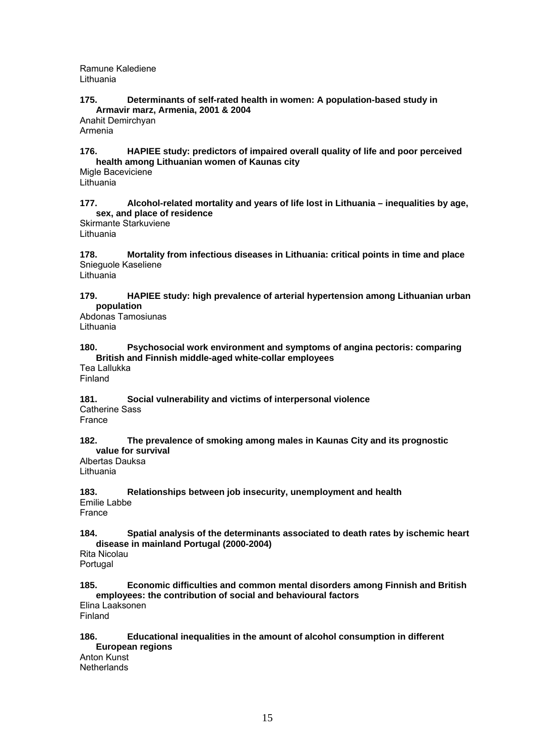Ramune Kalediene
Lithuania

**175. Determinants of self-rated health in women: A population-based study in Armavir marz, Armenia, 2001 & 2004**
Anahit Demirchyan
Armenia

**176. HAPIEE study: predictors of impaired overall quality of life and poor perceived health among Lithuanian women of Kaunas city**
Migle Baceviciene
Lithuania

**177. Alcohol-related mortality and years of life lost in Lithuania – inequalities by age, sex, and place of residence**
Skirmante Starkuviene
Lithuania

**178. Mortality from infectious diseases in Lithuania: critical points in time and place**
Snieguole Kaseliene
Lithuania

**179. HAPIEE study: high prevalence of arterial hypertension among Lithuanian urban population**
Abdonas Tamosiunas
Lithuania

**180. Psychosocial work environment and symptoms of angina pectoris: comparing British and Finnish middle-aged white-collar employees**
Tea Lallukka
Finland

**181. Social vulnerability and victims of interpersonal violence**
Catherine Sass
France

**182. The prevalence of smoking among males in Kaunas City and its prognostic value for survival**
Albertas Dauksa
Lithuania

**183. Relationships between job insecurity, unemployment and health**
Emilie Labbe
France

**184. Spatial analysis of the determinants associated to death rates by ischemic heart disease in mainland Portugal (2000-2004)**
Rita Nicolau
Portugal

**185. Economic difficulties and common mental disorders among Finnish and British employees: the contribution of social and behavioural factors**
Elina Laaksonen
Finland

**186. Educational inequalities in the amount of alcohol consumption in different European regions**
Anton Kunst
Netherlands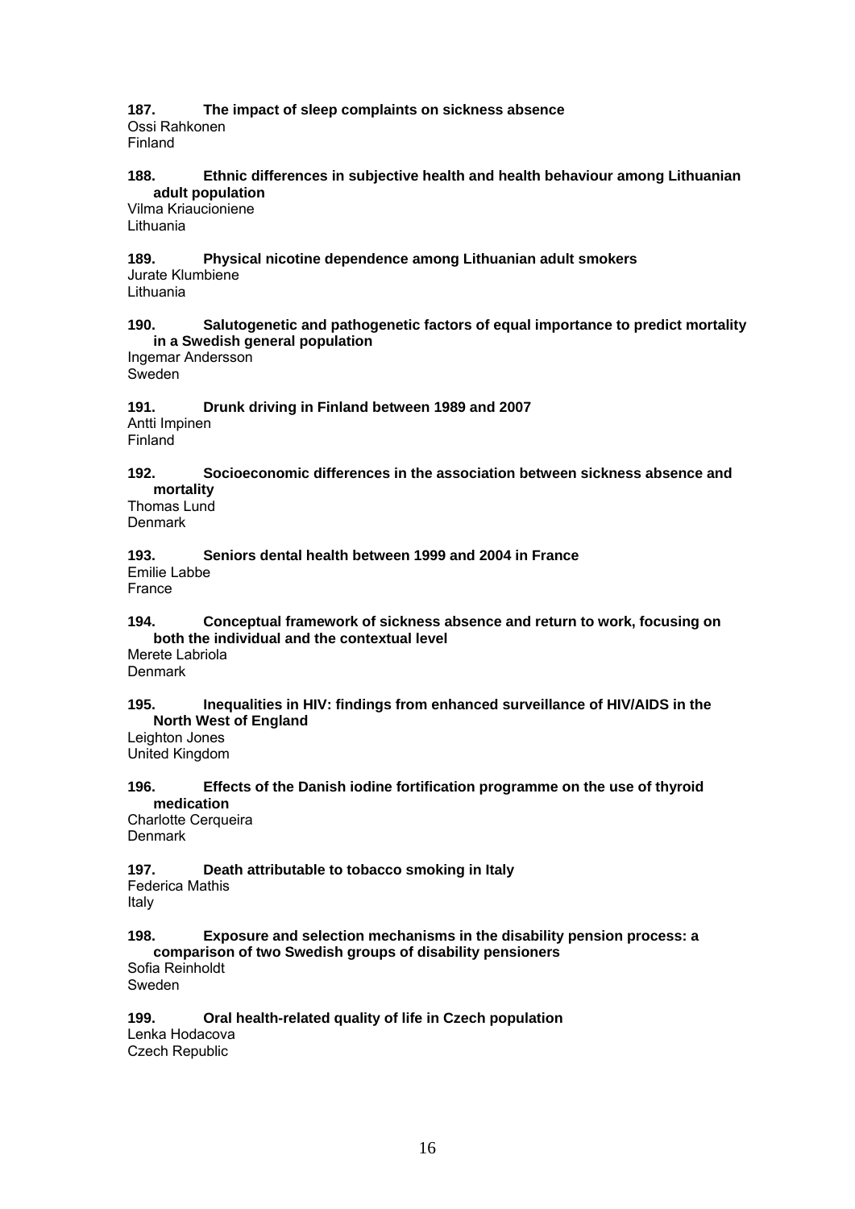**187. The impact of sleep complaints on sickness absence**
Ossi Rahkonen
Finland

**188. Ethnic differences in subjective health and health behaviour among Lithuanian adult population**
Vilma Kriaucioniene
Lithuania

**189. Physical nicotine dependence among Lithuanian adult smokers**
Jurate Klumbiene
Lithuania

**190. Salutogenetic and pathogenetic factors of equal importance to predict mortality in a Swedish general population**
Ingemar Andersson
Sweden

**191. Drunk driving in Finland between 1989 and 2007**
Antti Impinen
Finland

**192. Socioeconomic differences in the association between sickness absence and mortality**
Thomas Lund
Denmark

**193. Seniors dental health between 1999 and 2004 in France**
Emilie Labbe
France

**194. Conceptual framework of sickness absence and return to work, focusing on both the individual and the contextual level**
Merete Labriola
Denmark

**195. Inequalities in HIV: findings from enhanced surveillance of HIV/AIDS in the North West of England**
Leighton Jones
United Kingdom

**196. Effects of the Danish iodine fortification programme on the use of thyroid medication**
Charlotte Cerqueira
Denmark

**197. Death attributable to tobacco smoking in Italy**
Federica Mathis
Italy

**198. Exposure and selection mechanisms in the disability pension process: a comparison of two Swedish groups of disability pensioners**
Sofia Reinholdt
Sweden

**199. Oral health-related quality of life in Czech population**
Lenka Hodacova
Czech Republic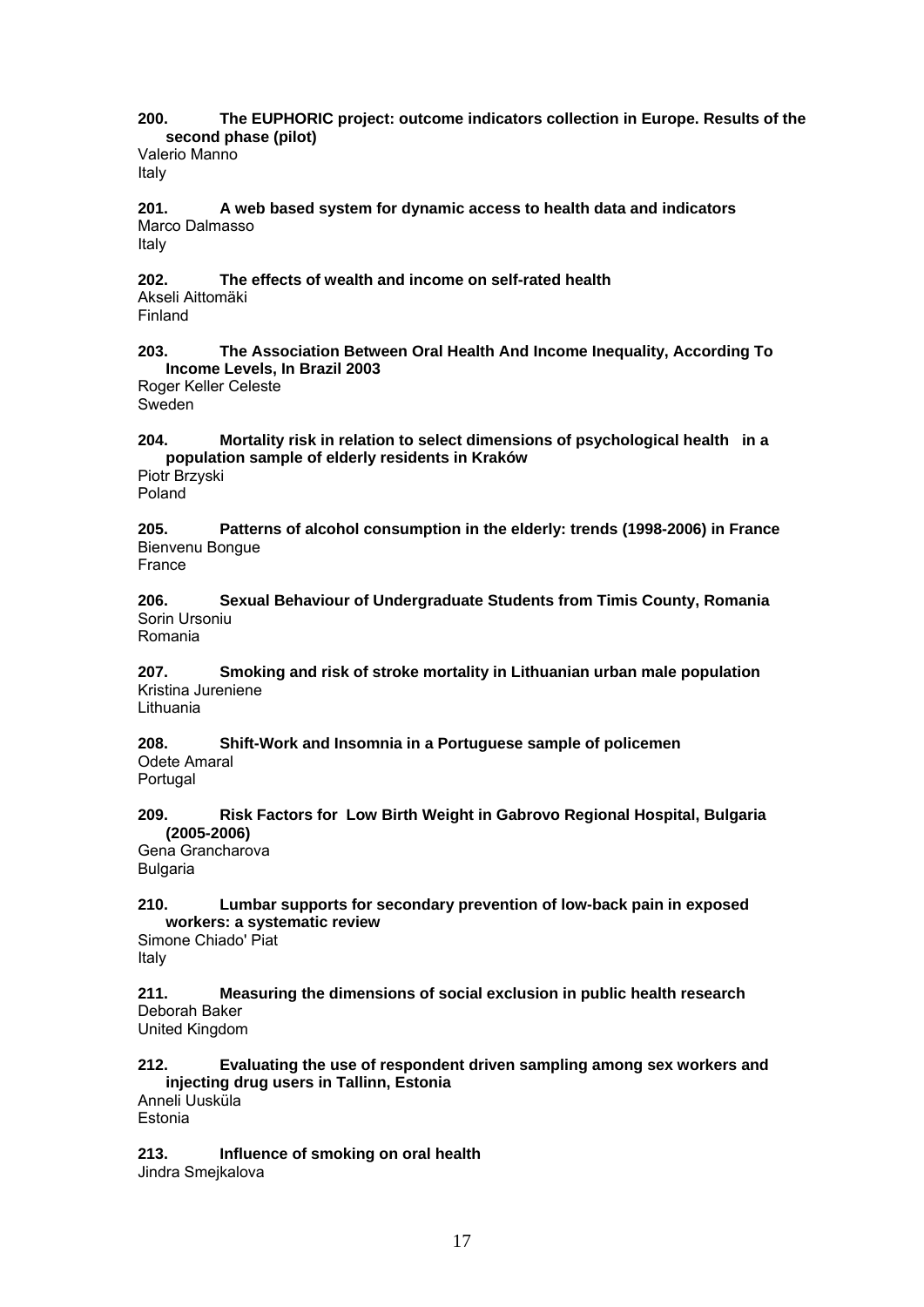**200. The EUPHORIC project: outcome indicators collection in Europe. Results of the second phase (pilot)**
Valerio Manno
Italy

**201. A web based system for dynamic access to health data and indicators**
Marco Dalmasso
Italy

**202. The effects of wealth and income on self-rated health**
Akseli Aittomäki
Finland

**203. The Association Between Oral Health And Income Inequality, According To Income Levels, In Brazil 2003**
Roger Keller Celeste
Sweden

**204. Mortality risk in relation to select dimensions of psychological health in a population sample of elderly residents in Kraków**
Piotr Brzyski
Poland

**205. Patterns of alcohol consumption in the elderly: trends (1998-2006) in France**
Bienvenu Bongue
France

**206. Sexual Behaviour of Undergraduate Students from Timis County, Romania**
Sorin Ursoniu
Romania

**207. Smoking and risk of stroke mortality in Lithuanian urban male population**
Kristina Jureniene
Lithuania

**208. Shift-Work and Insomnia in a Portuguese sample of policemen**
Odete Amaral
Portugal

**209. Risk Factors for Low Birth Weight in Gabrovo Regional Hospital, Bulgaria (2005-2006)**
Gena Grancharova
Bulgaria

**210. Lumbar supports for secondary prevention of low-back pain in exposed workers: a systematic review**
Simone Chiado' Piat
Italy

**211. Measuring the dimensions of social exclusion in public health research**
Deborah Baker
United Kingdom

**212. Evaluating the use of respondent driven sampling among sex workers and injecting drug users in Tallinn, Estonia**
Anneli Uusküla
Estonia

**213. Influence of smoking on oral health**
Jindra Smejkalova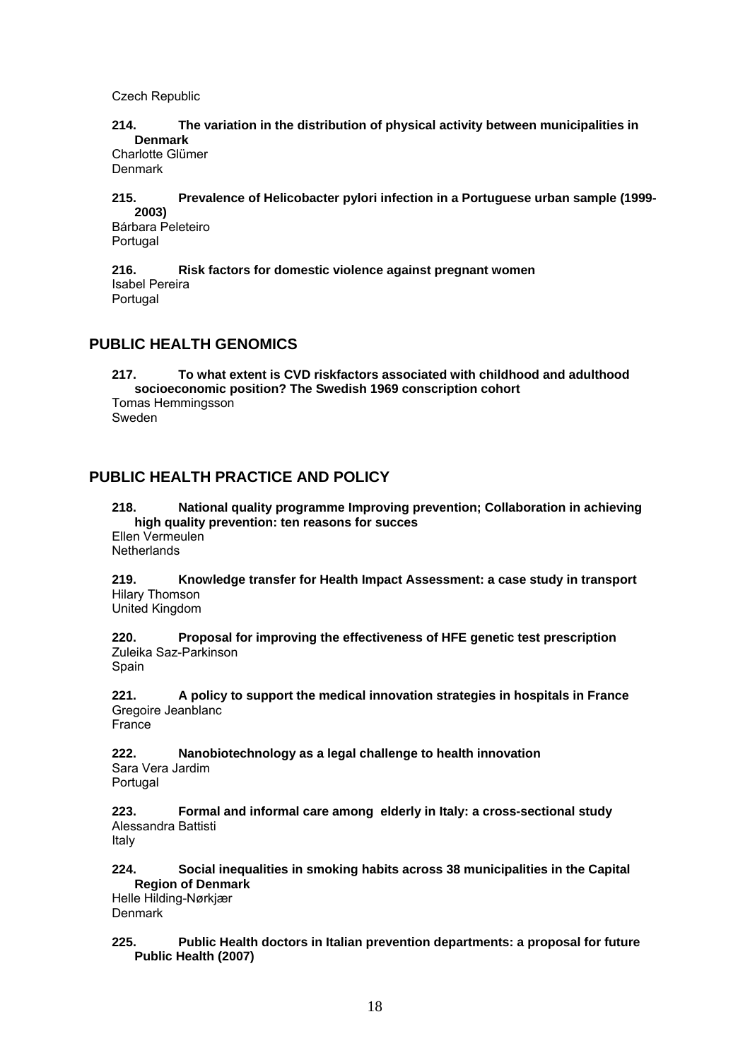Czech Republic

**214. The variation in the distribution of physical activity between municipalities in Denmark**
Charlotte Glümer
Denmark

**215. Prevalence of Helicobacter pylori infection in a Portuguese urban sample (1999-2003)**
Bárbara Peleteiro
Portugal

**216. Risk factors for domestic violence against pregnant women**
Isabel Pereira
Portugal

## PUBLIC HEALTH GENOMICS

**217. To what extent is CVD riskfactors associated with childhood and adulthood socioeconomic position? The Swedish 1969 conscription cohort**
Tomas Hemmingsson
Sweden

## PUBLIC HEALTH PRACTICE AND POLICY

**218. National quality programme Improving prevention; Collaboration in achieving high quality prevention: ten reasons for succes**
Ellen Vermeulen
Netherlands

**219. Knowledge transfer for Health Impact Assessment: a case study in transport**
Hilary Thomson
United Kingdom

**220. Proposal for improving the effectiveness of HFE genetic test prescription**
Zuleika Saz-Parkinson
Spain

**221. A policy to support the medical innovation strategies in hospitals in France**
Gregoire Jeanblanc
France

**222. Nanobiotechnology as a legal challenge to health innovation**
Sara Vera Jardim
Portugal

**223. Formal and informal care among elderly in Italy: a cross-sectional study**
Alessandra Battisti
Italy

**224. Social inequalities in smoking habits across 38 municipalities in the Capital Region of Denmark**
Helle Hilding-Nørkjær
Denmark

**225. Public Health doctors in Italian prevention departments: a proposal for future Public Health (2007)**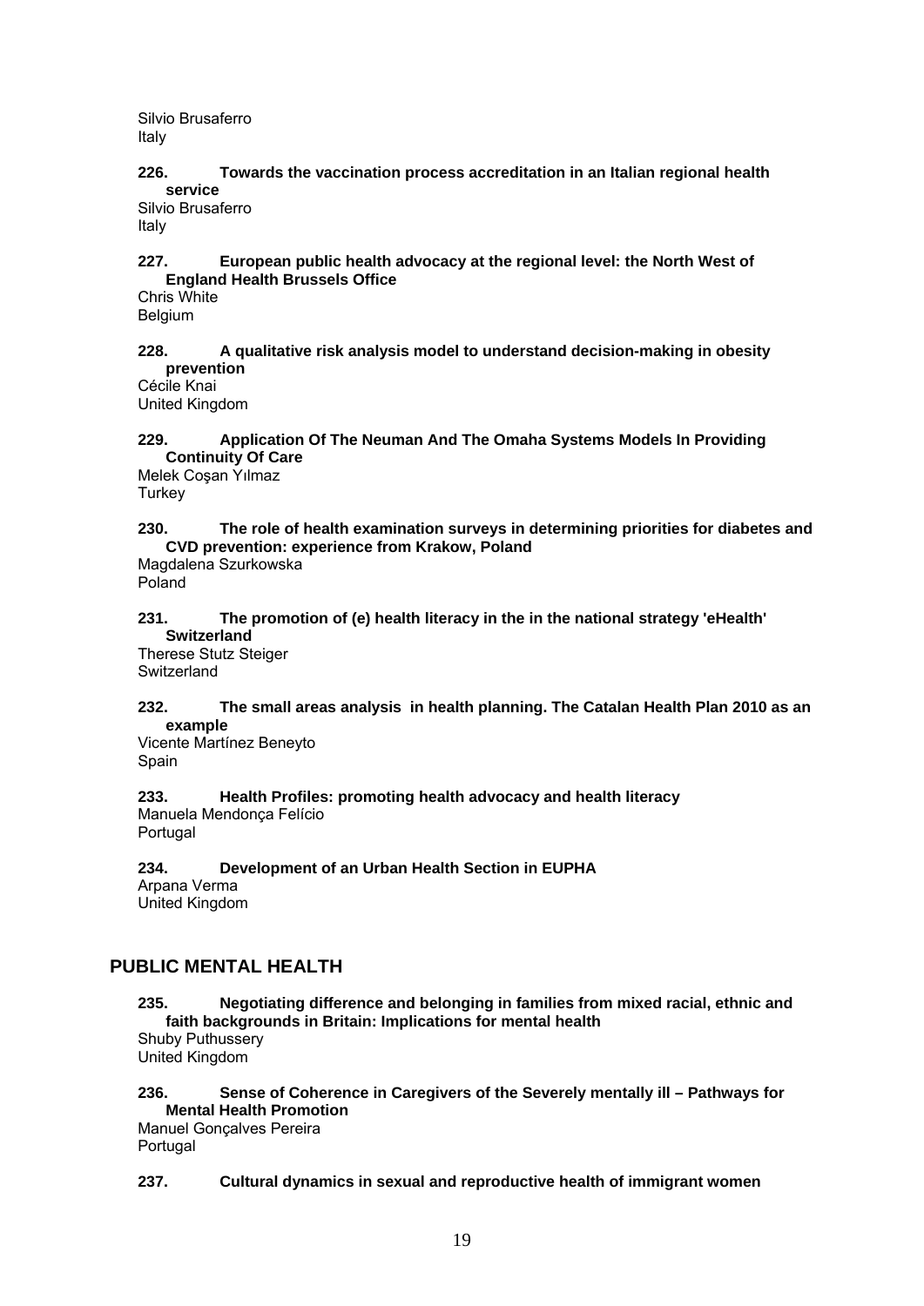Silvio Brusaferro
Italy

**226. Towards the vaccination process accreditation in an Italian regional health service**
Silvio Brusaferro
Italy

**227. European public health advocacy at the regional level: the North West of England Health Brussels Office**
Chris White
Belgium

**228. A qualitative risk analysis model to understand decision-making in obesity prevention**
Cécile Knai
United Kingdom

**229. Application Of The Neuman And The Omaha Systems Models In Providing Continuity Of Care**
Melek Coşan Yılmaz
Turkey

**230. The role of health examination surveys in determining priorities for diabetes and CVD prevention: experience from Krakow, Poland**
Magdalena Szurkowska
Poland

**231. The promotion of (e) health literacy in the in the national strategy 'eHealth' Switzerland**
Therese Stutz Steiger
Switzerland

**232. The small areas analysis in health planning. The Catalan Health Plan 2010 as an example**
Vicente Martínez Beneyto
Spain

**233. Health Profiles: promoting health advocacy and health literacy**
Manuela Mendonça Felício
Portugal

**234. Development of an Urban Health Section in EUPHA**
Arpana Verma
United Kingdom

## PUBLIC MENTAL HEALTH

**235. Negotiating difference and belonging in families from mixed racial, ethnic and faith backgrounds in Britain: Implications for mental health**
Shuby Puthussery
United Kingdom

**236. Sense of Coherence in Caregivers of the Severely mentally ill – Pathways for Mental Health Promotion**
Manuel Gonçalves Pereira
Portugal

**237. Cultural dynamics in sexual and reproductive health of immigrant women**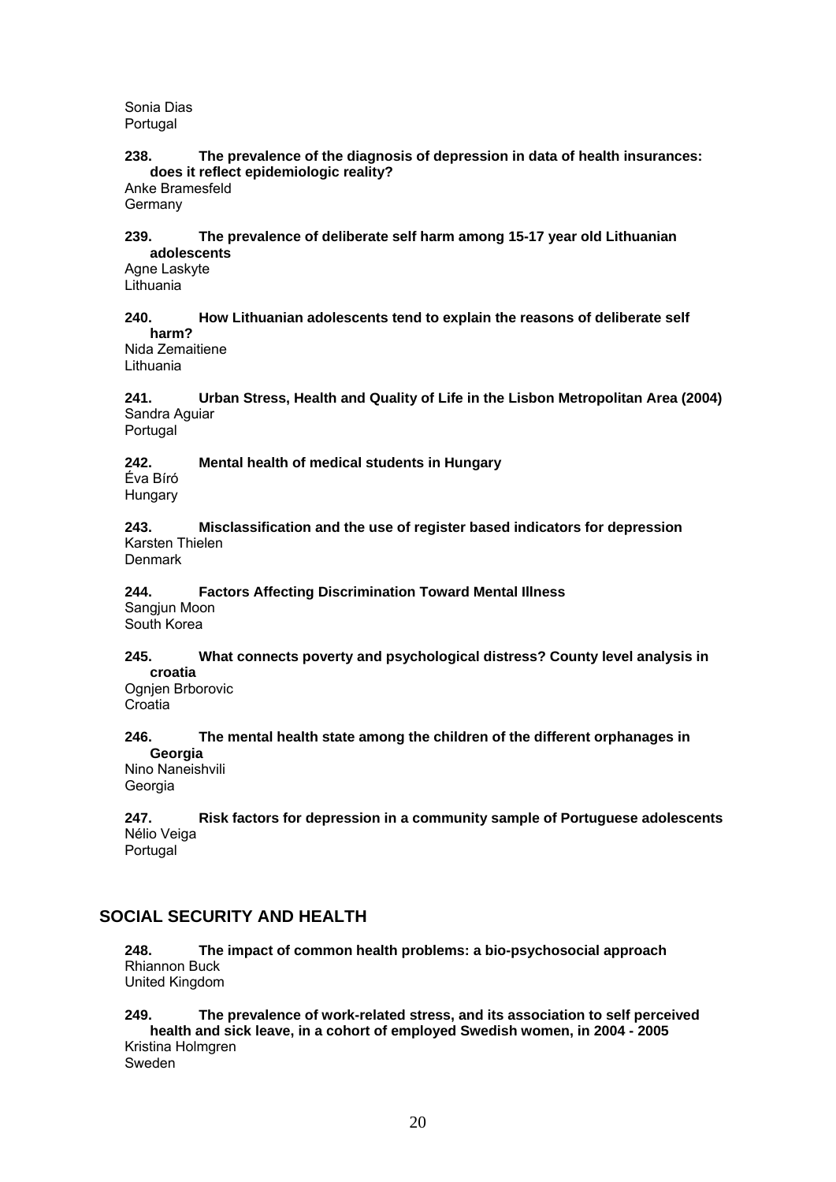Sonia Dias
Portugal

**238. The prevalence of the diagnosis of depression in data of health insurances: does it reflect epidemiologic reality?**
Anke Bramesfeld
Germany

**239. The prevalence of deliberate self harm among 15-17 year old Lithuanian adolescents**
Agne Laskyte
Lithuania

**240. How Lithuanian adolescents tend to explain the reasons of deliberate self harm?**
Nida Zemaitiene
Lithuania

**241. Urban Stress, Health and Quality of Life in the Lisbon Metropolitan Area (2004)**
Sandra Aguiar
Portugal

**242. Mental health of medical students in Hungary**
Éva Bíró
Hungary

**243. Misclassification and the use of register based indicators for depression**
Karsten Thielen
Denmark

**244. Factors Affecting Discrimination Toward Mental Illness**
Sangjun Moon
South Korea

**245. What connects poverty and psychological distress? County level analysis in croatia**
Ognjen Brborovic
Croatia

**246. The mental health state among the children of the different orphanages in Georgia**
Nino Naneishvili
Georgia

**247. Risk factors for depression in a community sample of Portuguese adolescents**
Nélio Veiga
Portugal

## SOCIAL SECURITY AND HEALTH

**248. The impact of common health problems: a bio-psychosocial approach**
Rhiannon Buck
United Kingdom

**249. The prevalence of work-related stress, and its association to self perceived health and sick leave, in a cohort of employed Swedish women, in 2004 - 2005**
Kristina Holmgren
Sweden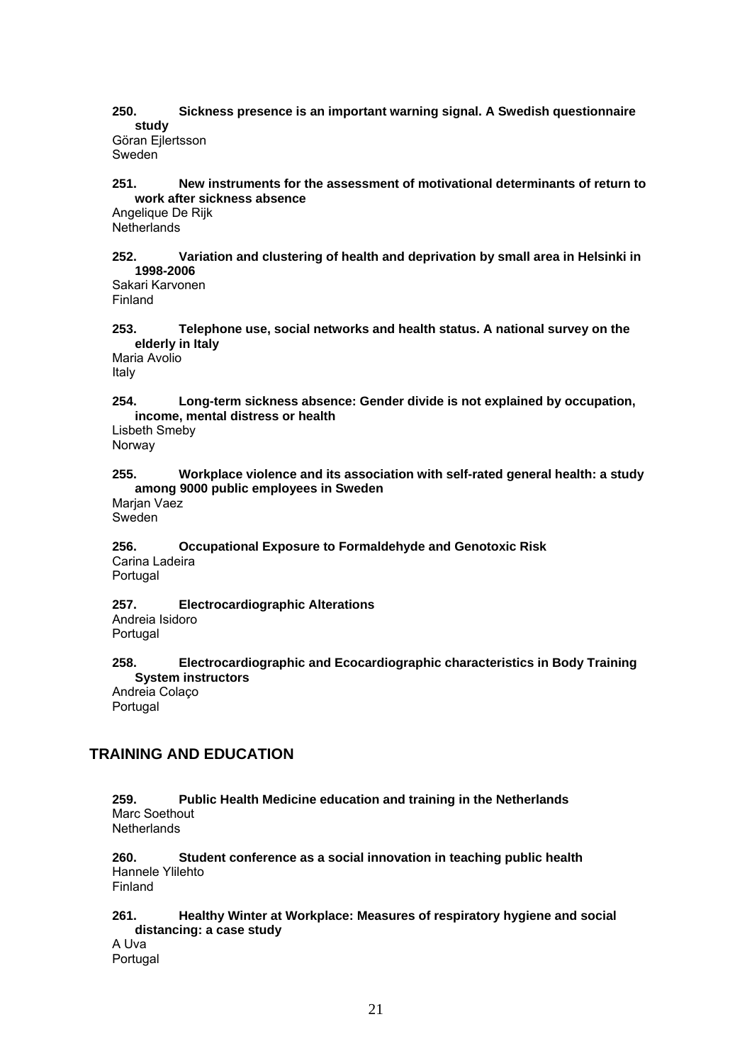**250. Sickness presence is an important warning signal. A Swedish questionnaire study**
Göran Ejlertsson
Sweden

**251. New instruments for the assessment of motivational determinants of return to work after sickness absence**
Angelique De Rijk
Netherlands

**252. Variation and clustering of health and deprivation by small area in Helsinki in 1998-2006**
Sakari Karvonen
Finland

**253. Telephone use, social networks and health status. A national survey on the elderly in Italy**
Maria Avolio
Italy

**254. Long-term sickness absence: Gender divide is not explained by occupation, income, mental distress or health**
Lisbeth Smeby
Norway

**255. Workplace violence and its association with self-rated general health: a study among 9000 public employees in Sweden**
Marjan Vaez
Sweden

**256. Occupational Exposure to Formaldehyde and Genotoxic Risk**
Carina Ladeira
Portugal

**257. Electrocardiographic Alterations**
Andreia Isidoro
Portugal

**258. Electrocardiographic and Ecocardiographic characteristics in Body Training System instructors**
Andreia Colaço
Portugal

## TRAINING AND EDUCATION

**259. Public Health Medicine education and training in the Netherlands**
Marc Soethout
Netherlands

**260. Student conference as a social innovation in teaching public health**
Hannele Ylilehto
Finland

**261. Healthy Winter at Workplace: Measures of respiratory hygiene and social distancing: a case study**
A Uva
Portugal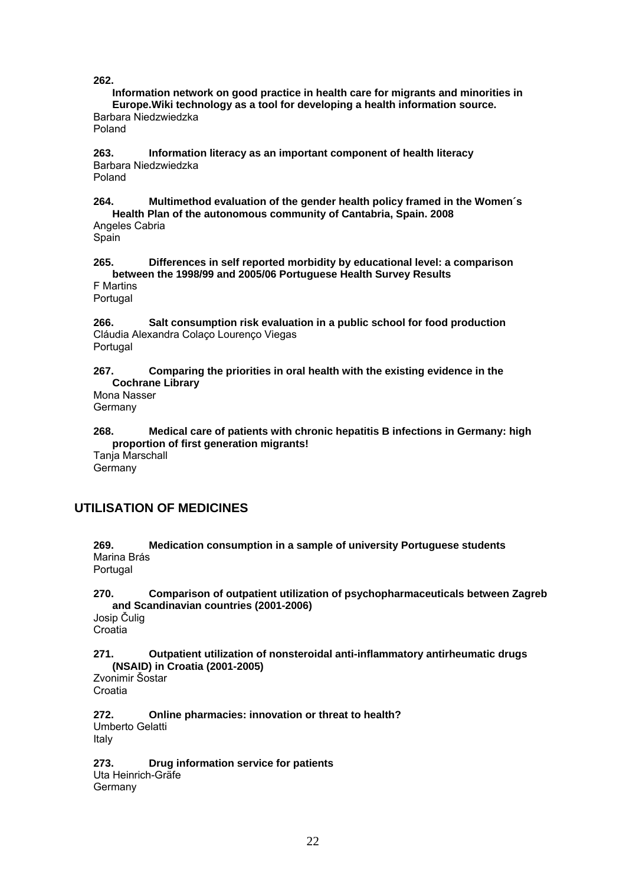**262.**

**Information network on good practice in health care for migrants and minorities in Europe.Wiki technology as a tool for developing a health information source.**
Barbara Niedzwiedzka
Poland

**263. Information literacy as an important component of health literacy**
Barbara Niedzwiedzka
Poland

**264. Multimethod evaluation of the gender health policy framed in the Women´s Health Plan of the autonomous community of Cantabria, Spain. 2008**
Angeles Cabria
Spain

**265. Differences in self reported morbidity by educational level: a comparison between the 1998/99 and 2005/06 Portuguese Health Survey Results**
F Martins
Portugal

**266. Salt consumption risk evaluation in a public school for food production**
Cláudia Alexandra Colaço Lourenço Viegas
Portugal

**267. Comparing the priorities in oral health with the existing evidence in the Cochrane Library**
Mona Nasser
Germany

**268. Medical care of patients with chronic hepatitis B infections in Germany: high proportion of first generation migrants!**
Tanja Marschall
Germany

## UTILISATION OF MEDICINES

**269. Medication consumption in a sample of university Portuguese students**
Marina Brás
Portugal

**270. Comparison of outpatient utilization of psychopharmaceuticals between Zagreb and Scandinavian countries (2001-2006)**
Josip Čulig
Croatia

**271. Outpatient utilization of nonsteroidal anti-inflammatory antirheumatic drugs (NSAID) in Croatia (2001-2005)**
Zvonimir Šostar
Croatia

**272. Online pharmacies: innovation or threat to health?**
Umberto Gelatti
Italy

**273. Drug information service for patients**
Uta Heinrich-Gräfe
Germany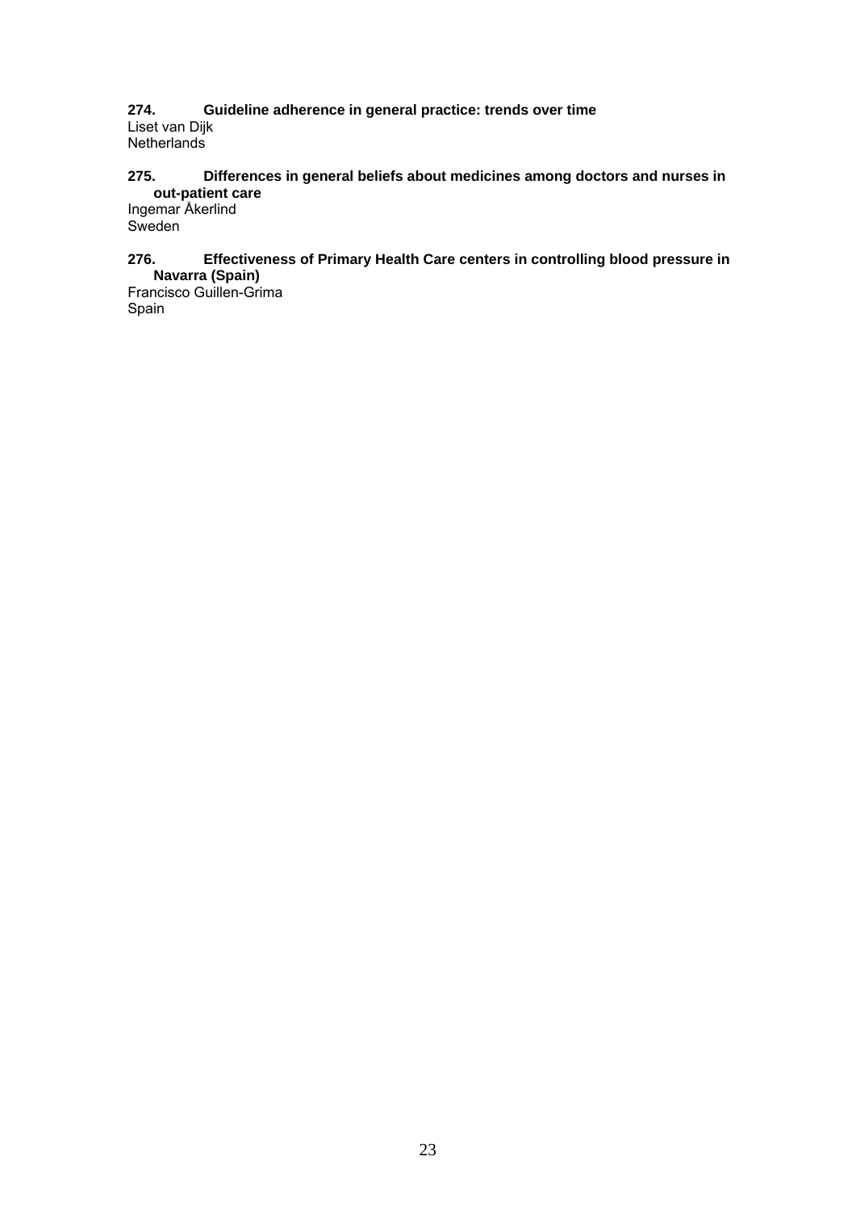**274. Guideline adherence in general practice: trends over time**
Liset van Dijk
Netherlands

**275. Differences in general beliefs about medicines among doctors and nurses in out-patient care**
Ingemar Åkerlind
Sweden

**276. Effectiveness of Primary Health Care centers in controlling blood pressure in Navarra (Spain)**
Francisco Guillen-Grima
Spain